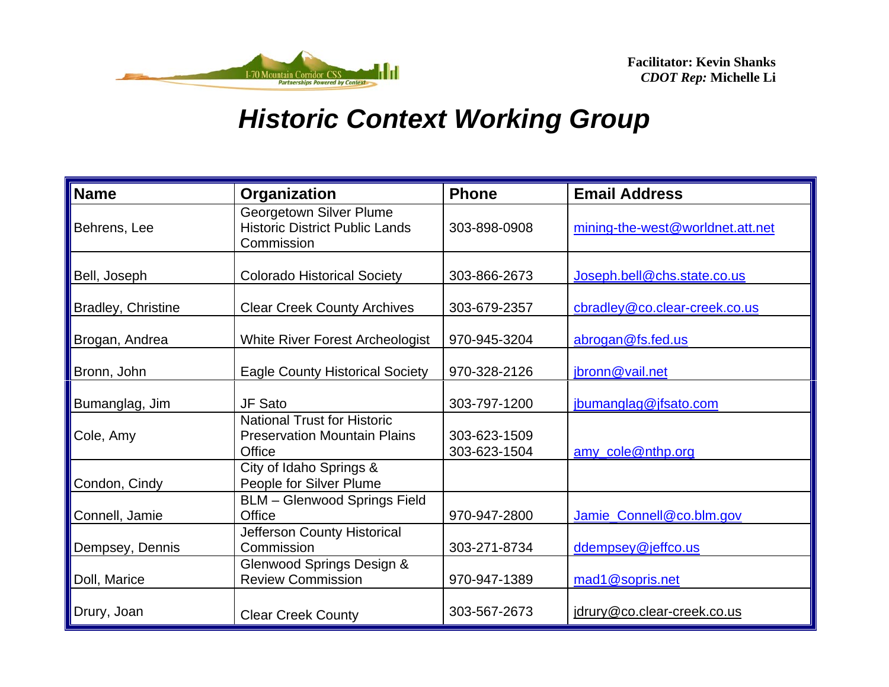**Facilitator: Kevin Shanks**
***CDOT Rep:* Michelle Li**

# *Historic Context Working Group*

| Name | Organization | Phone | Email Address |
|---|---|---|---|
| Behrens, Lee | Georgetown Silver Plume Historic District Public Lands Commission | 303-898-0908 | mining-the-west@worldnet.att.net |
| Bell, Joseph | Colorado Historical Society | 303-866-2673 | Joseph.bell@chs.state.co.us |
| Bradley, Christine | Clear Creek County Archives | 303-679-2357 | cbradley@co.clear-creek.co.us |
| Brogan, Andrea | White River Forest Archeologist | 970-945-3204 | abrogan@fs.fed.us |
| Bronn, John | Eagle County Historical Society | 970-328-2126 | jbronn@vail.net |
| Bumanglag, Jim | JF Sato | 303-797-1200 | jbumanglag@jfsato.com |
| Cole, Amy | National Trust for Historic Preservation Mountain Plains Office | 303-623-1509<br>303-623-1504 | amy_cole@nthp.org |
| Condon, Cindy | City of Idaho Springs & People for Silver Plume | | |
| Connell, Jamie | BLM – Glenwood Springs Field Office | 970-947-2800 | Jamie_Connell@co.blm.gov |
| Dempsey, Dennis | Jefferson County Historical Commission | 303-271-8734 | ddempsey@jeffco.us |
| Doll, Marice | Glenwood Springs Design & Review Commission | 970-947-1389 | mad1@sopris.net |
| Drury, Joan | Clear Creek County | 303-567-2673 | jdrury@co.clear-creek.co.us |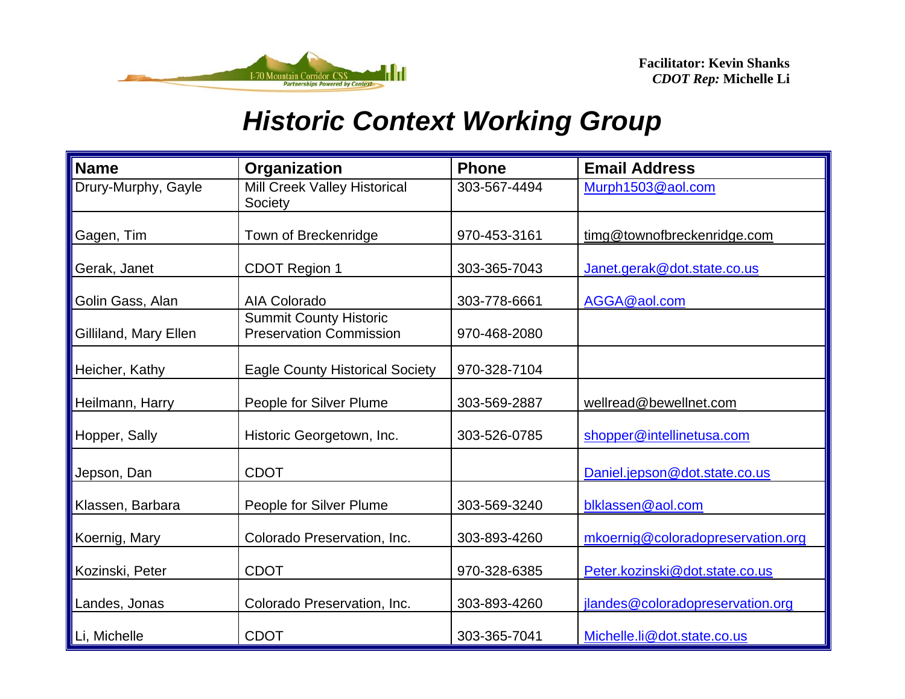Facilitator: **Kevin Shanks**
*CDOT Rep:* **Michelle Li**

# *Historic Context Working Group*

| Name | Organization | Phone | Email Address |
|---|---|---|---|
| Drury-Murphy, Gayle | Mill Creek Valley Historical Society | 303-567-4494 | Murph1503@aol.com |
| Gagen, Tim | Town of Breckenridge | 970-453-3161 | timg@townofbreckenridge.com |
| Gerak, Janet | CDOT Region 1 | 303-365-7043 | Janet.gerak@dot.state.co.us |
| Golin Gass, Alan | AIA Colorado | 303-778-6661 | AGGA@aol.com |
| Gilliland, Mary Ellen | Summit County Historic Preservation Commission | 970-468-2080 | |
| Heicher, Kathy | Eagle County Historical Society | 970-328-7104 | |
| Heilmann, Harry | People for Silver Plume | 303-569-2887 | wellread@bewellnet.com |
| Hopper, Sally | Historic Georgetown, Inc. | 303-526-0785 | shopper@intellinetusa.com |
| Jepson, Dan | CDOT | | Daniel.jepson@dot.state.co.us |
| Klassen, Barbara | People for Silver Plume | 303-569-3240 | blklassen@aol.com |
| Koernig, Mary | Colorado Preservation, Inc. | 303-893-4260 | mkoernig@coloradopreservation.org |
| Kozinski, Peter | CDOT | 970-328-6385 | Peter.kozinski@dot.state.co.us |
| Landes, Jonas | Colorado Preservation, Inc. | 303-893-4260 | jlandes@coloradopreservation.org |
| Li, Michelle | CDOT | 303-365-7041 | Michelle.li@dot.state.co.us |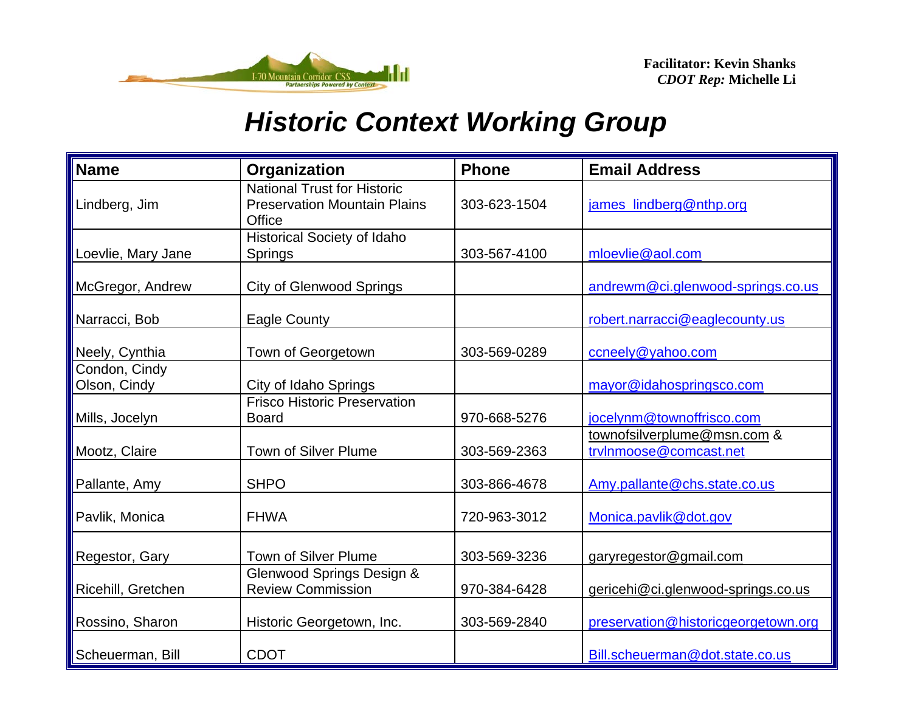**Facilitator: Kevin Shanks**
***CDOT Rep:* Michelle Li**

# *Historic Context Working Group*

| Name | Organization | Phone | Email Address |
|---|---|---|---|
| Lindberg, Jim | National Trust for Historic Preservation Mountain Plains Office | 303-623-1504 | james_lindberg@nthp.org |
| Loevlie, Mary Jane | Historical Society of Idaho Springs | 303-567-4100 | mloevlie@aol.com |
| McGregor, Andrew | City of Glenwood Springs | | andrewm@ci.glenwood-springs.co.us |
| Narracci, Bob | Eagle County | | robert.narracci@eaglecounty.us |
| Neely, Cynthia | Town of Georgetown | 303-569-0289 | ccneely@yahoo.com |
| Condon, Cindy<br>Olson, Cindy | City of Idaho Springs | | mayor@idahospringsco.com |
| Mills, Jocelyn | Frisco Historic Preservation Board | 970-668-5276 | jocelynm@townoffrisco.com |
| Mootz, Claire | Town of Silver Plume | 303-569-2363 | townofsilverplume@msn.com & trvlnmoose@comcast.net |
| Pallante, Amy | SHPO | 303-866-4678 | Amy.pallante@chs.state.co.us |
| Pavlik, Monica | FHWA | 720-963-3012 | Monica.pavlik@dot.gov |
| Regestor, Gary | Town of Silver Plume | 303-569-3236 | garyregestor@gmail.com |
| Ricehill, Gretchen | Glenwood Springs Design & Review Commission | 970-384-6428 | gericehi@ci.glenwood-springs.co.us |
| Rossino, Sharon | Historic Georgetown, Inc. | 303-569-2840 | preservation@historicgeorgetown.org |
| Scheuerman, Bill | CDOT | | Bill.scheuerman@dot.state.co.us |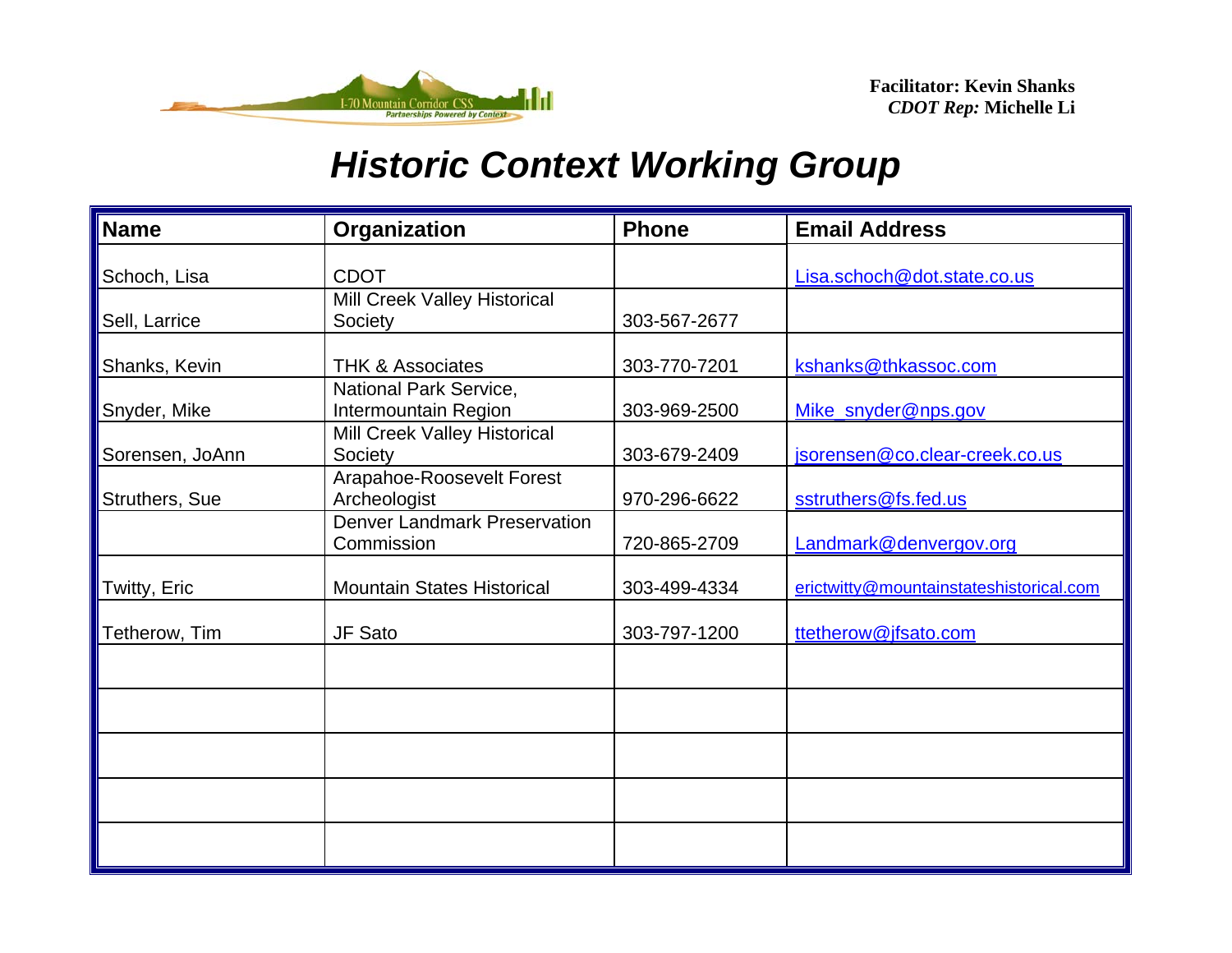**Facilitator: Kevin Shanks**
***CDOT Rep:* Michelle Li**

# *Historic Context Working Group*

| Name | Organization | Phone | Email Address |
|---|---|---|---|
| Schoch, Lisa | CDOT | | Lisa.schoch@dot.state.co.us |
| Sell, Larrice | Mill Creek Valley Historical Society | 303-567-2677 | |
| Shanks, Kevin | THK & Associates | 303-770-7201 | kshanks@thkassoc.com |
| Snyder, Mike | National Park Service, Intermountain Region | 303-969-2500 | Mike_snyder@nps.gov |
| Sorensen, JoAnn | Mill Creek Valley Historical Society | 303-679-2409 | jsorensen@co.clear-creek.co.us |
| Struthers, Sue | Arapahoe-Roosevelt Forest Archeologist | 970-296-6622 | sstruthers@fs.fed.us |
| | Denver Landmark Preservation Commission | 720-865-2709 | Landmark@denvergov.org |
| Twitty, Eric | Mountain States Historical | 303-499-4334 | erictwitty@mountainstateshistorical.com |
| Tetherow, Tim | JF Sato | 303-797-1200 | ttetherow@jfsato.com |
| | | | |
| | | | |
| | | | |
| | | | |
| | | | |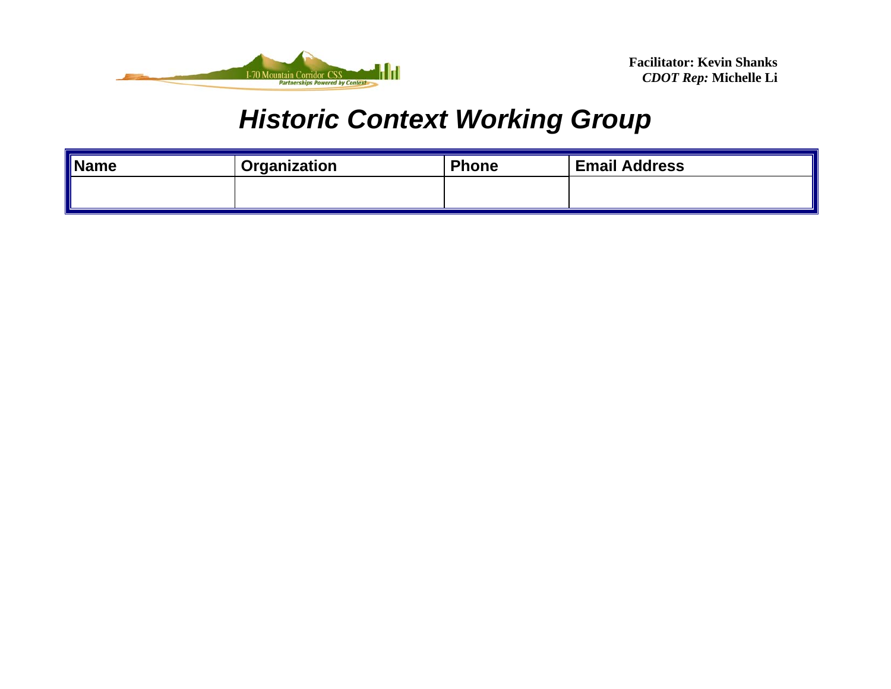**Facilitator: Kevin Shanks**
***CDOT Rep:*** **Michelle Li**

# *Historic Context Working Group*

| Name | Organization | Phone | Email Address |
| --- | --- | --- | --- |
| | | | |